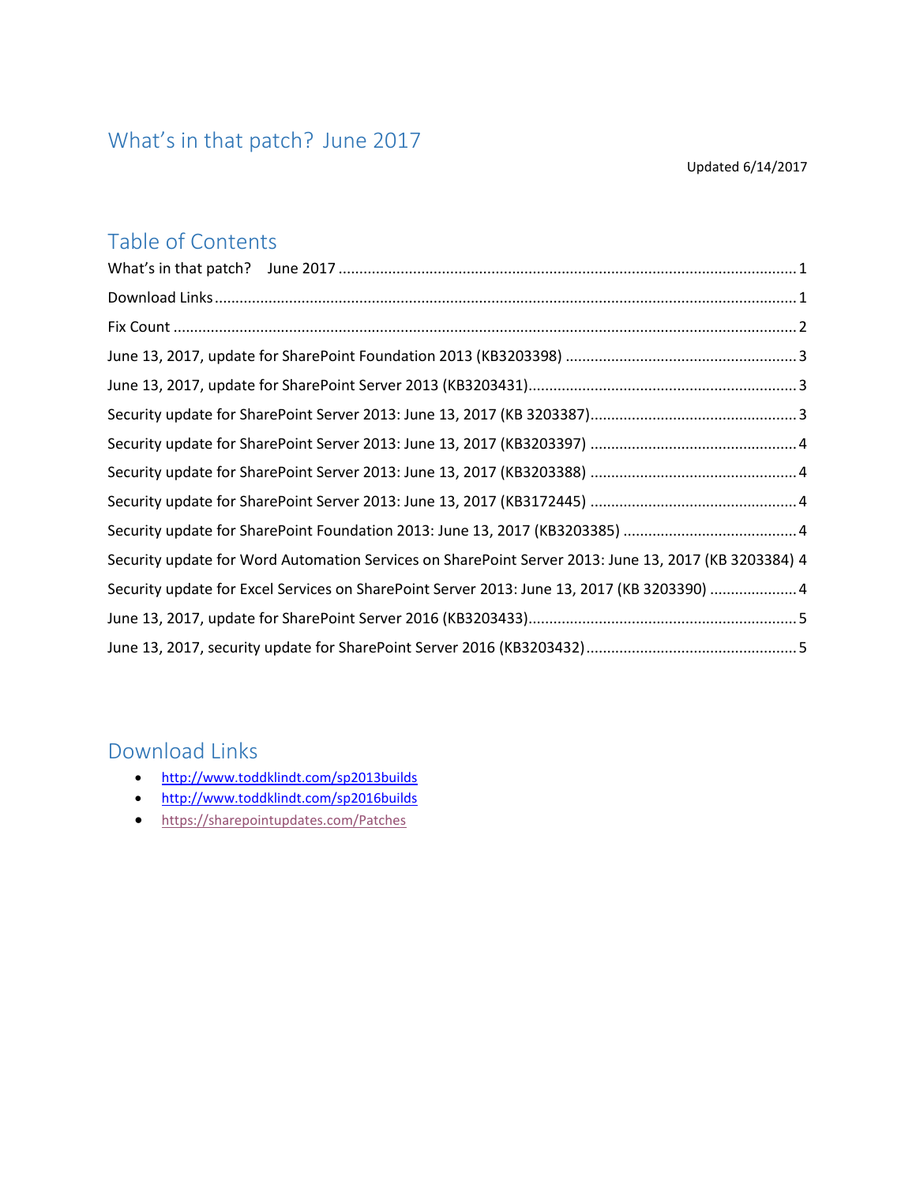# What's in that patch? June 2017

Updated 6/14/2017

## Table of Contents

What's in that patch? June 2017 ............................................................................................................ 1

Download Links ......................................................................................................................................... 1

Fix Count .................................................................................................................................................... 2

June 13, 2017, update for SharePoint Foundation 2013 (KB3203398) ....................................................... 3

June 13, 2017, update for SharePoint Server 2013 (KB3203431)................................................................ 3

Security update for SharePoint Server 2013: June 13, 2017 (KB 3203387).................................................. 3

Security update for SharePoint Server 2013: June 13, 2017 (KB3203397) .................................................. 4

Security update for SharePoint Server 2013: June 13, 2017 (KB3203388) .................................................. 4

Security update for SharePoint Server 2013: June 13, 2017 (KB3172445) .................................................. 4

Security update for SharePoint Foundation 2013: June 13, 2017 (KB3203385) .......................................... 4

Security update for Word Automation Services on SharePoint Server 2013: June 13, 2017 (KB 3203384) 4

Security update for Excel Services on SharePoint Server 2013: June 13, 2017 (KB 3203390) ..................... 4

June 13, 2017, update for SharePoint Server 2016 (KB3203433)................................................................ 5

June 13, 2017, security update for SharePoint Server 2016 (KB3203432).................................................. 5

## Download Links

- http://www.toddklindt.com/sp2013builds
- http://www.toddklindt.com/sp2016builds
- https://sharepointupdates.com/Patches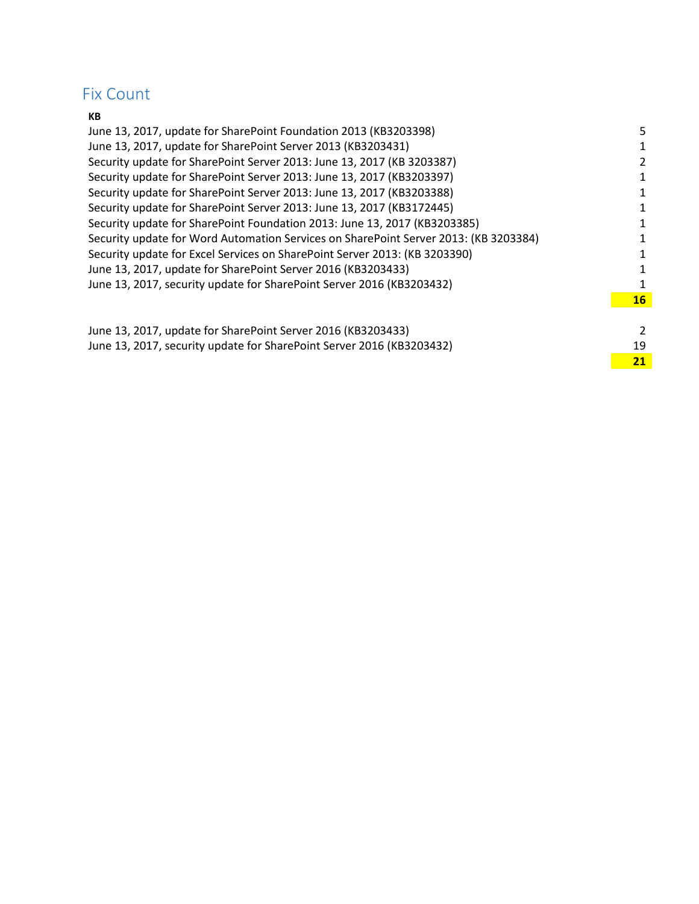## Fix Count

| KB | |
|---|---|
| June 13, 2017, update for SharePoint Foundation 2013 (KB3203398) | 5 |
| June 13, 2017, update for SharePoint Server 2013 (KB3203431) | 1 |
| Security update for SharePoint Server 2013: June 13, 2017 (KB 3203387) | 2 |
| Security update for SharePoint Server 2013: June 13, 2017 (KB3203397) | 1 |
| Security update for SharePoint Server 2013: June 13, 2017 (KB3203388) | 1 |
| Security update for SharePoint Server 2013: June 13, 2017 (KB3172445) | 1 |
| Security update for SharePoint Foundation 2013: June 13, 2017 (KB3203385) | 1 |
| Security update for Word Automation Services on SharePoint Server 2013: (KB 3203384) | 1 |
| Security update for Excel Services on SharePoint Server 2013: (KB 3203390) | 1 |
| June 13, 2017, update for SharePoint Server 2016 (KB3203433) | 1 |
| June 13, 2017, security update for SharePoint Server 2016 (KB3203432) | 1 |
| | **16** |

| | |
|---|---|
| June 13, 2017, update for SharePoint Server 2016 (KB3203433) | 2 |
| June 13, 2017, security update for SharePoint Server 2016 (KB3203432) | 19 |
| | **21** |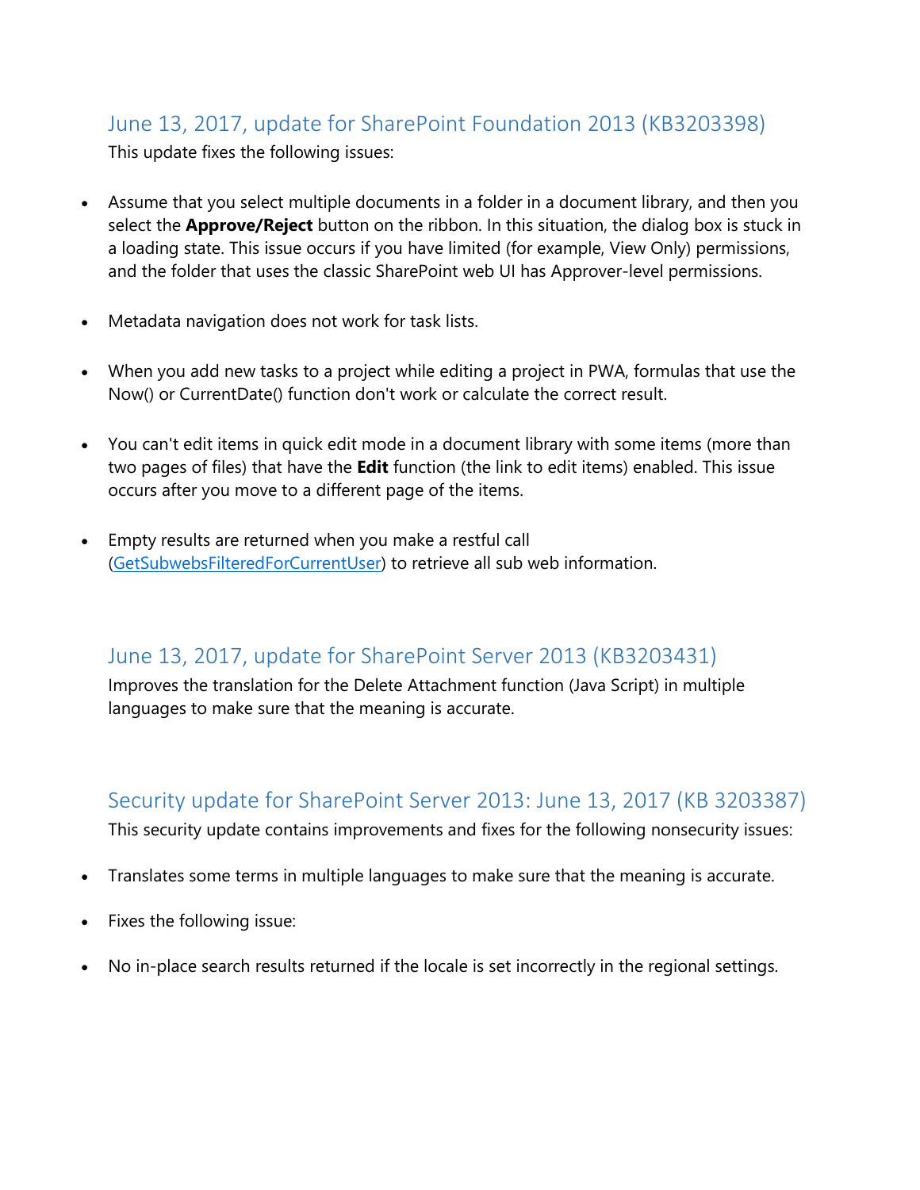## June 13, 2017, update for SharePoint Foundation 2013 (KB3203398)

This update fixes the following issues:

- Assume that you select multiple documents in a folder in a document library, and then you select the **Approve/Reject** button on the ribbon. In this situation, the dialog box is stuck in a loading state. This issue occurs if you have limited (for example, View Only) permissions, and the folder that uses the classic SharePoint web UI has Approver-level permissions.
- Metadata navigation does not work for task lists.
- When you add new tasks to a project while editing a project in PWA, formulas that use the Now() or CurrentDate() function don't work or calculate the correct result.
- You can't edit items in quick edit mode in a document library with some items (more than two pages of files) that have the **Edit** function (the link to edit items) enabled. This issue occurs after you move to a different page of the items.
- Empty results are returned when you make a restful call (GetSubwebsFilteredForCurrentUser) to retrieve all sub web information.

## June 13, 2017, update for SharePoint Server 2013 (KB3203431)

Improves the translation for the Delete Attachment function (Java Script) in multiple languages to make sure that the meaning is accurate.

## Security update for SharePoint Server 2013: June 13, 2017 (KB 3203387)

This security update contains improvements and fixes for the following nonsecurity issues:

- Translates some terms in multiple languages to make sure that the meaning is accurate.
- Fixes the following issue:
- No in-place search results returned if the locale is set incorrectly in the regional settings.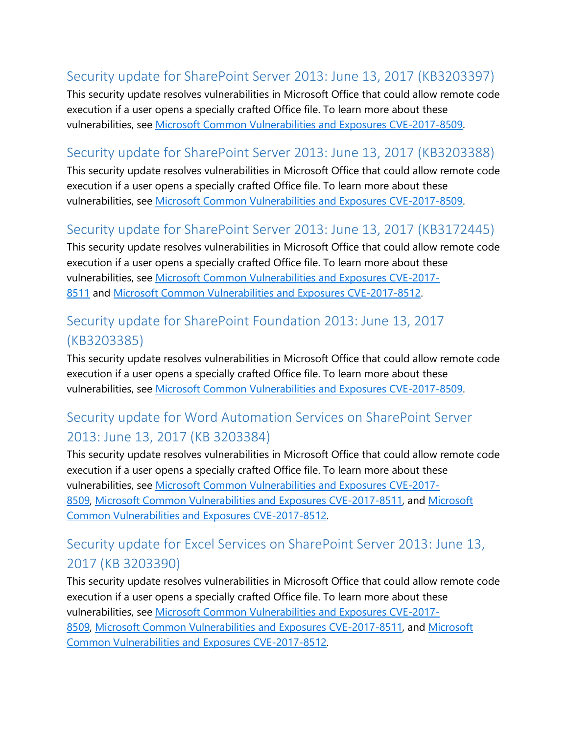## Security update for SharePoint Server 2013: June 13, 2017 (KB3203397)

This security update resolves vulnerabilities in Microsoft Office that could allow remote code execution if a user opens a specially crafted Office file. To learn more about these vulnerabilities, see Microsoft Common Vulnerabilities and Exposures CVE-2017-8509.

## Security update for SharePoint Server 2013: June 13, 2017 (KB3203388)

This security update resolves vulnerabilities in Microsoft Office that could allow remote code execution if a user opens a specially crafted Office file. To learn more about these vulnerabilities, see Microsoft Common Vulnerabilities and Exposures CVE-2017-8509.

## Security update for SharePoint Server 2013: June 13, 2017 (KB3172445)

This security update resolves vulnerabilities in Microsoft Office that could allow remote code execution if a user opens a specially crafted Office file. To learn more about these vulnerabilities, see Microsoft Common Vulnerabilities and Exposures CVE-2017-8511 and Microsoft Common Vulnerabilities and Exposures CVE-2017-8512.

## Security update for SharePoint Foundation 2013: June 13, 2017 (KB3203385)

This security update resolves vulnerabilities in Microsoft Office that could allow remote code execution if a user opens a specially crafted Office file. To learn more about these vulnerabilities, see Microsoft Common Vulnerabilities and Exposures CVE-2017-8509.

## Security update for Word Automation Services on SharePoint Server 2013: June 13, 2017 (KB 3203384)

This security update resolves vulnerabilities in Microsoft Office that could allow remote code execution if a user opens a specially crafted Office file. To learn more about these vulnerabilities, see Microsoft Common Vulnerabilities and Exposures CVE-2017-8509, Microsoft Common Vulnerabilities and Exposures CVE-2017-8511, and Microsoft Common Vulnerabilities and Exposures CVE-2017-8512.

## Security update for Excel Services on SharePoint Server 2013: June 13, 2017 (KB 3203390)

This security update resolves vulnerabilities in Microsoft Office that could allow remote code execution if a user opens a specially crafted Office file. To learn more about these vulnerabilities, see Microsoft Common Vulnerabilities and Exposures CVE-2017-8509, Microsoft Common Vulnerabilities and Exposures CVE-2017-8511, and Microsoft Common Vulnerabilities and Exposures CVE-2017-8512.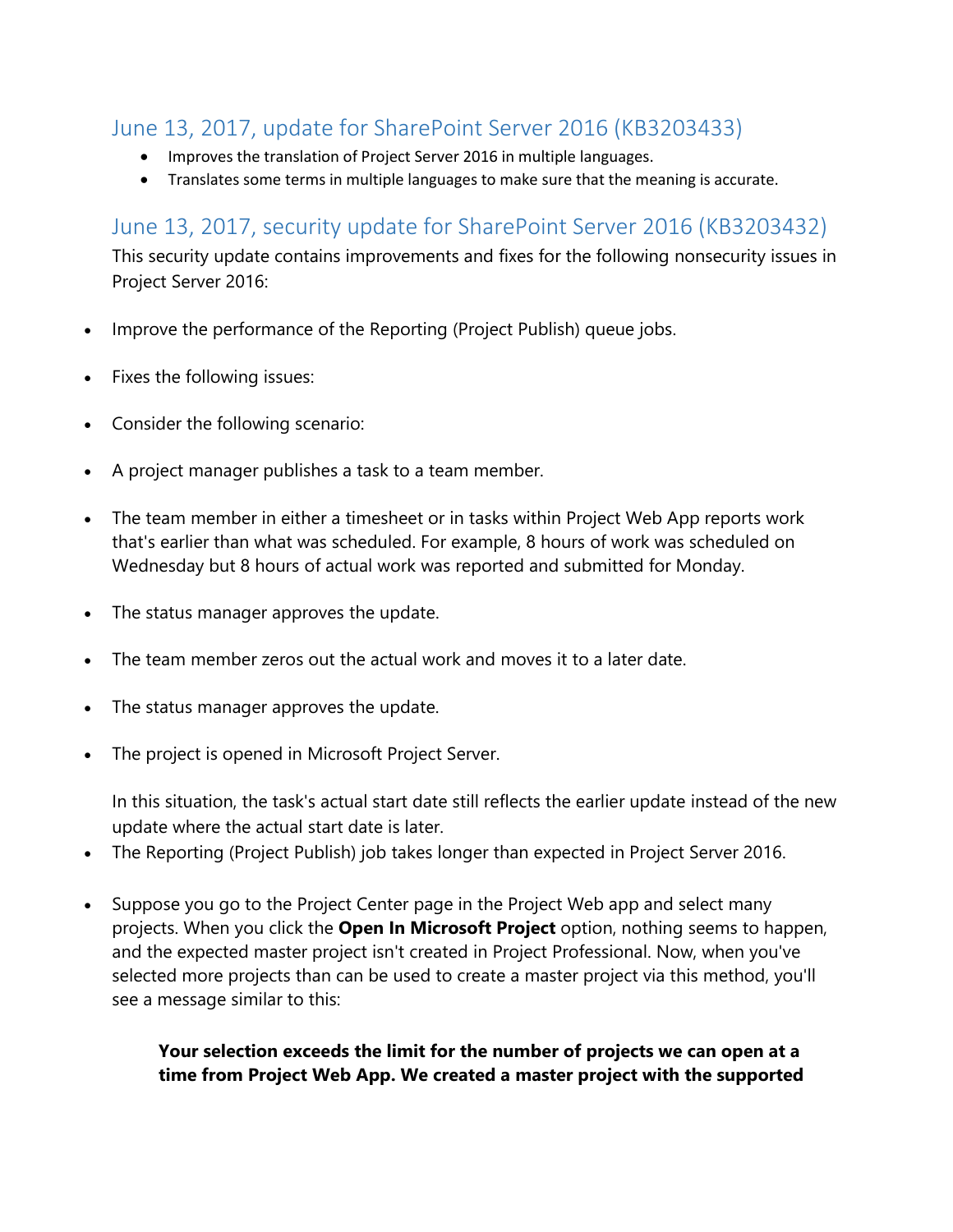## June 13, 2017, update for SharePoint Server 2016 (KB3203433)

- Improves the translation of Project Server 2016 in multiple languages.
- Translates some terms in multiple languages to make sure that the meaning is accurate.

## June 13, 2017, security update for SharePoint Server 2016 (KB3203432)

This security update contains improvements and fixes for the following nonsecurity issues in Project Server 2016:

- Improve the performance of the Reporting (Project Publish) queue jobs.
- Fixes the following issues:
- Consider the following scenario:
- A project manager publishes a task to a team member.
- The team member in either a timesheet or in tasks within Project Web App reports work that's earlier than what was scheduled. For example, 8 hours of work was scheduled on Wednesday but 8 hours of actual work was reported and submitted for Monday.
- The status manager approves the update.
- The team member zeros out the actual work and moves it to a later date.
- The status manager approves the update.
- The project is opened in Microsoft Project Server.

  In this situation, the task's actual start date still reflects the earlier update instead of the new update where the actual start date is later.
- The Reporting (Project Publish) job takes longer than expected in Project Server 2016.
- Suppose you go to the Project Center page in the Project Web app and select many projects. When you click the **Open In Microsoft Project** option, nothing seems to happen, and the expected master project isn't created in Project Professional. Now, when you've selected more projects than can be used to create a master project via this method, you'll see a message similar to this:

  > **Your selection exceeds the limit for the number of projects we can open at a time from Project Web App. We created a master project with the supported**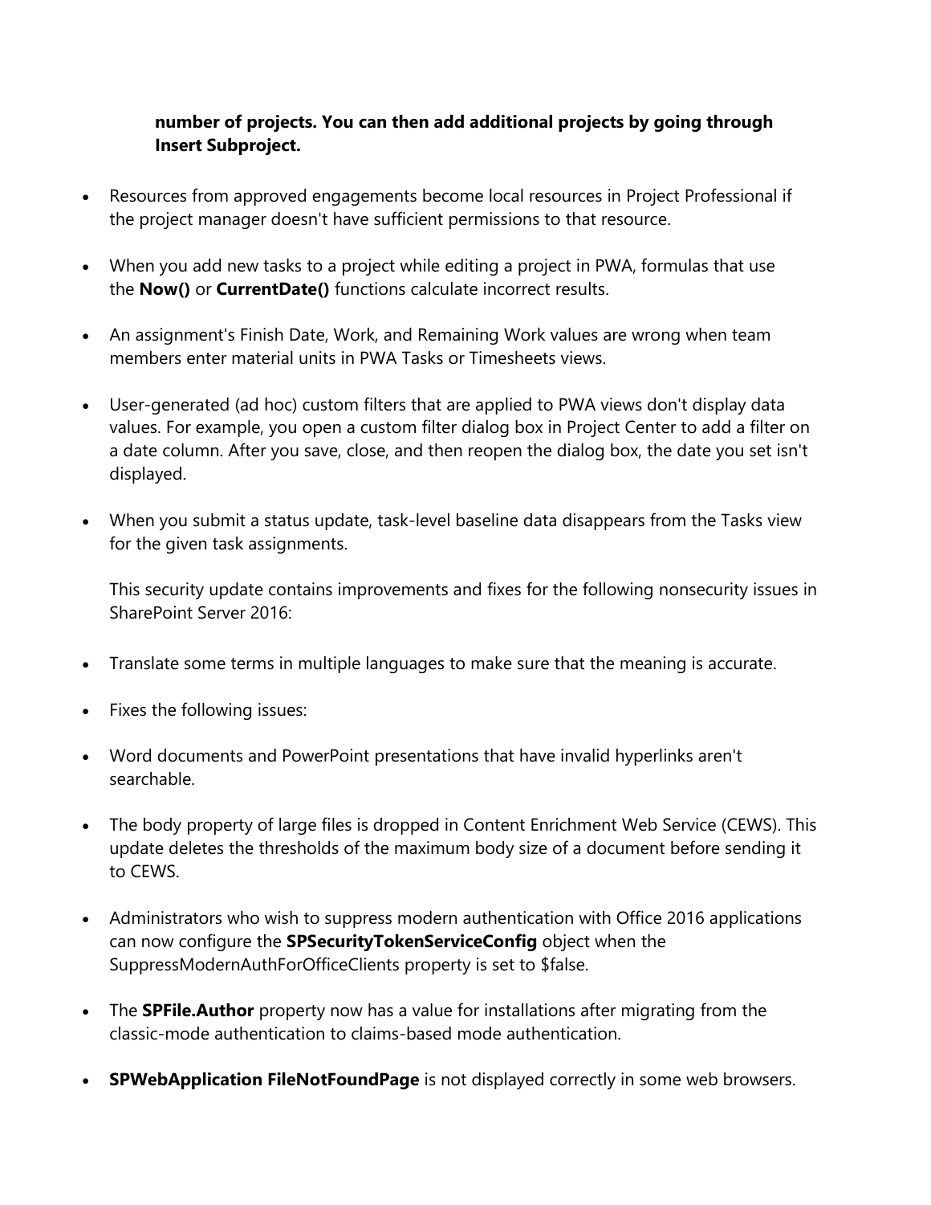**number of projects. You can then add additional projects by going through Insert Subproject.**

- Resources from approved engagements become local resources in Project Professional if the project manager doesn't have sufficient permissions to that resource.

- When you add new tasks to a project while editing a project in PWA, formulas that use the **Now()** or **CurrentDate()** functions calculate incorrect results.

- An assignment's Finish Date, Work, and Remaining Work values are wrong when team members enter material units in PWA Tasks or Timesheets views.

- User-generated (ad hoc) custom filters that are applied to PWA views don't display data values. For example, you open a custom filter dialog box in Project Center to add a filter on a date column. After you save, close, and then reopen the dialog box, the date you set isn't displayed.

- When you submit a status update, task-level baseline data disappears from the Tasks view for the given task assignments.

  This security update contains improvements and fixes for the following nonsecurity issues in SharePoint Server 2016:

- Translate some terms in multiple languages to make sure that the meaning is accurate.

- Fixes the following issues:

- Word documents and PowerPoint presentations that have invalid hyperlinks aren't searchable.

- The body property of large files is dropped in Content Enrichment Web Service (CEWS). This update deletes the thresholds of the maximum body size of a document before sending it to CEWS.

- Administrators who wish to suppress modern authentication with Office 2016 applications can now configure the **SPSecurityTokenServiceConfig** object when the SuppressModernAuthForOfficeClients property is set to $false.

- The **SPFile.Author** property now has a value for installations after migrating from the classic-mode authentication to claims-based mode authentication.

- **SPWebApplication FileNotFoundPage** is not displayed correctly in some web browsers.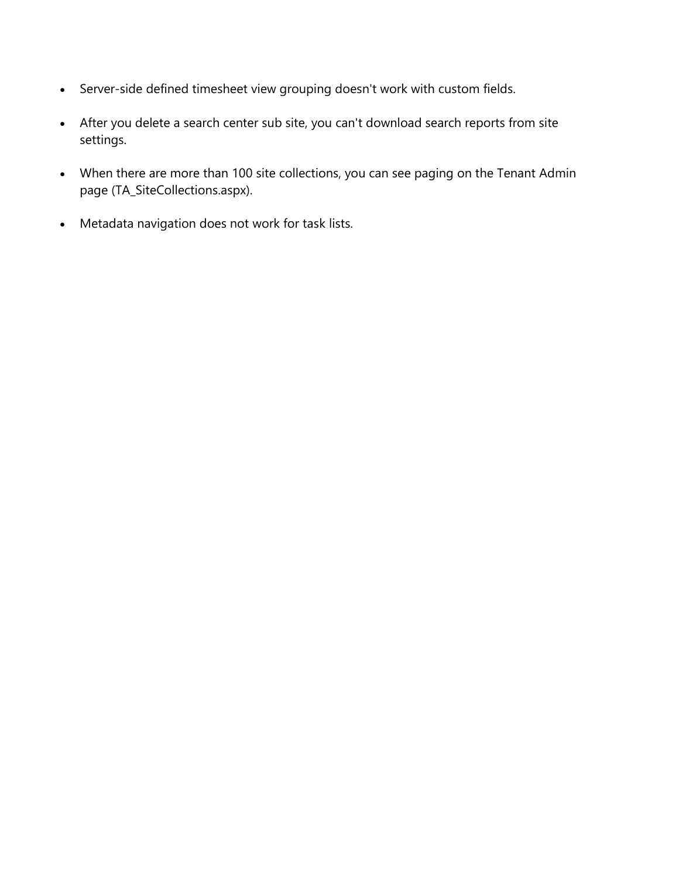- Server-side defined timesheet view grouping doesn't work with custom fields.
- After you delete a search center sub site, you can't download search reports from site settings.
- When there are more than 100 site collections, you can see paging on the Tenant Admin page (TA_SiteCollections.aspx).
- Metadata navigation does not work for task lists.